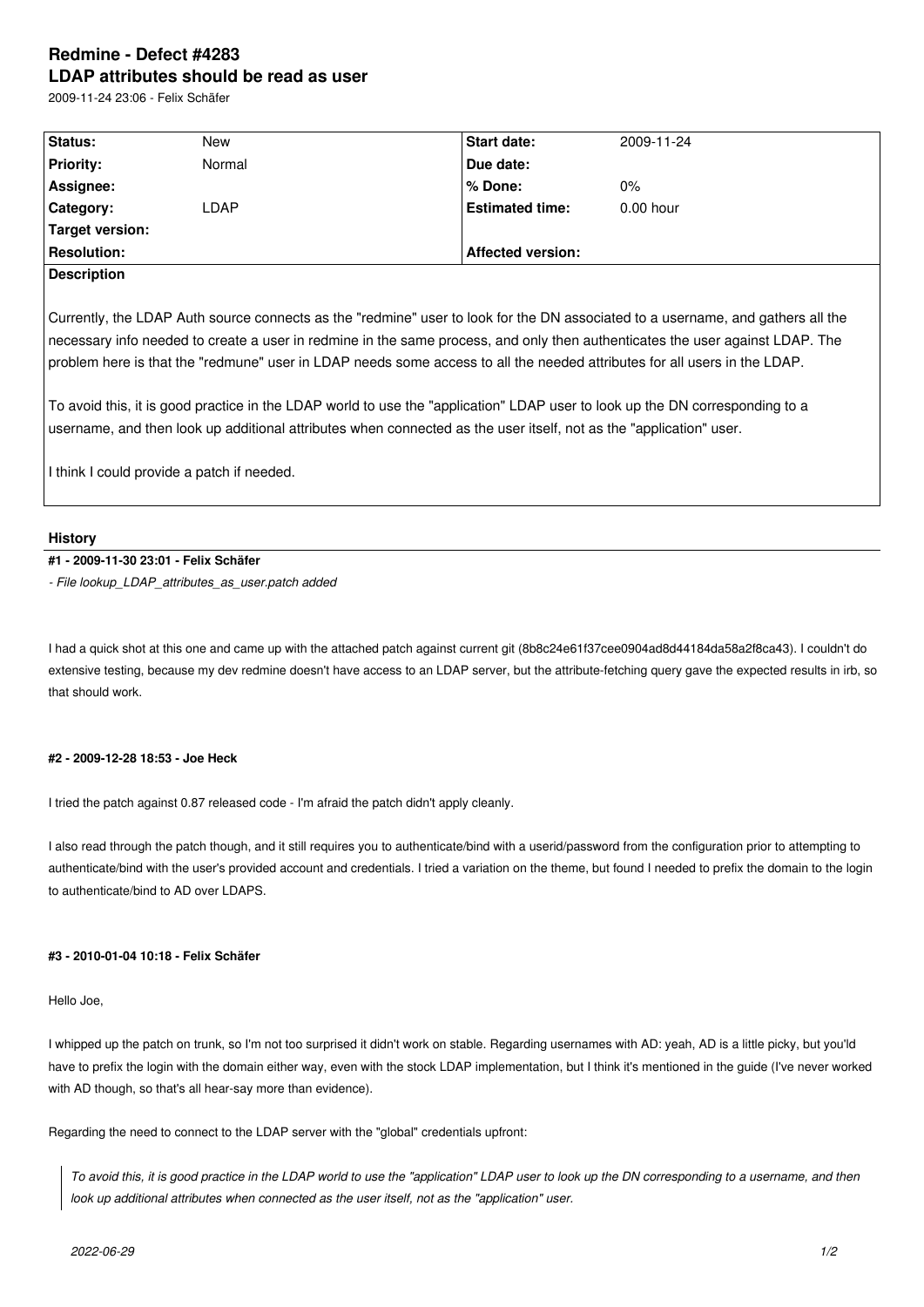# Redmine - Defect #4283
# LDAP attributes should be read as user

2009-11-24 23:06 - Felix Schäfer

| Status: | New | Start date: | 2009-11-24 |
|---|---|---|---|
| Priority: | Normal | Due date: | |
| Assignee: | | % Done: | 0% |
| Category: | LDAP | Estimated time: | 0.00 hour |
| Target version: | | | |
| Resolution: | | Affected version: | |

**Description**

Currently, the LDAP Auth source connects as the "redmine" user to look for the DN associated to a username, and gathers all the necessary info needed to create a user in redmine in the same process, and only then authenticates the user against LDAP. The problem here is that the "redmune" user in LDAP needs some access to all the needed attributes for all users in the LDAP.

To avoid this, it is good practice in the LDAP world to use the "application" LDAP user to look up the DN corresponding to a username, and then look up additional attributes when connected as the user itself, not as the "application" user.

I think I could provide a patch if needed.

## History

#### #1 - 2009-11-30 23:01 - Felix Schäfer

*- File lookup_LDAP_attributes_as_user.patch added*

I had a quick shot at this one and came up with the attached patch against current git (8b8c24e61f37cee0904ad8d44184da58a2f8ca43). I couldn't do extensive testing, because my dev redmine doesn't have access to an LDAP server, but the attribute-fetching query gave the expected results in irb, so that should work.

#### #2 - 2009-12-28 18:53 - Joe Heck

I tried the patch against 0.87 released code - I'm afraid the patch didn't apply cleanly.

I also read through the patch though, and it still requires you to authenticate/bind with a userid/password from the configuration prior to attempting to authenticate/bind with the user's provided account and credentials. I tried a variation on the theme, but found I needed to prefix the domain to the login to authenticate/bind to AD over LDAPS.

#### #3 - 2010-01-04 10:18 - Felix Schäfer

Hello Joe,

I whipped up the patch on trunk, so I'm not too surprised it didn't work on stable. Regarding usernames with AD: yeah, AD is a little picky, but you'ld have to prefix the login with the domain either way, even with the stock LDAP implementation, but I think it's mentioned in the guide (I've never worked with AD though, so that's all hear-say more than evidence).

Regarding the need to connect to the LDAP server with the "global" credentials upfront:

> *To avoid this, it is good practice in the LDAP world to use the "application" LDAP user to look up the DN corresponding to a username, and then look up additional attributes when connected as the user itself, not as the "application" user.*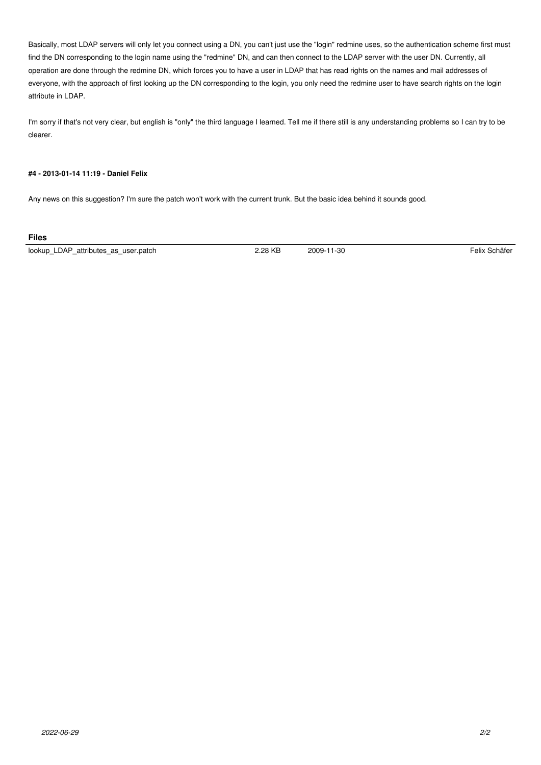Basically, most LDAP servers will only let you connect using a DN, you can't just use the "login" redmine uses, so the authentication scheme first must find the DN corresponding to the login name using the "redmine" DN, and can then connect to the LDAP server with the user DN. Currently, all operation are done through the redmine DN, which forces you to have a user in LDAP that has read rights on the names and mail addresses of everyone, with the approach of first looking up the DN corresponding to the login, you only need the redmine user to have search rights on the login attribute in LDAP.

I'm sorry if that's not very clear, but english is "only" the third language I learned. Tell me if there still is any understanding problems so I can try to be clearer.

#### #4 - 2013-01-14 11:19 - Daniel Felix

Any news on this suggestion? I'm sure the patch won't work with the current trunk. But the basic idea behind it sounds good.

**Files**

| | | | |
|---|---|---|---|
| lookup_LDAP_attributes_as_user.patch | 2.28 KB | 2009-11-30 | Felix Schäfer |